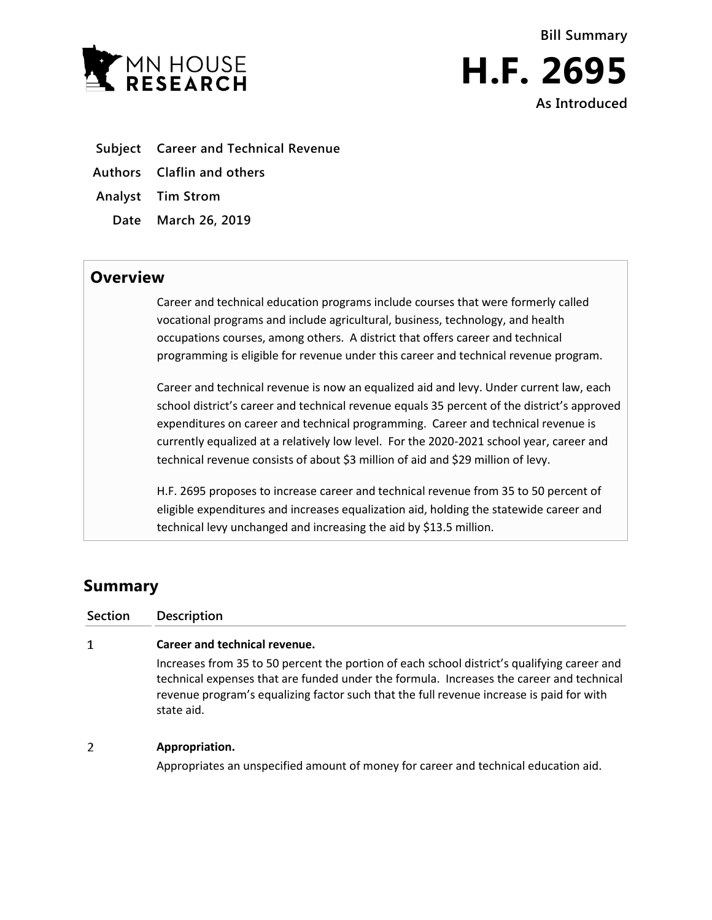MN HOUSE RESEARCH

**Bill Summary**

# H.F. 2695

**As Introduced**

| | |
|---|---|
| **Subject** | **Career and Technical Revenue** |
| **Authors** | **Claflin and others** |
| **Analyst** | **Tim Strom** |
| **Date** | **March 26, 2019** |

## Overview

Career and technical education programs include courses that were formerly called vocational programs and include agricultural, business, technology, and health occupations courses, among others. A district that offers career and technical programming is eligible for revenue under this career and technical revenue program.

Career and technical revenue is now an equalized aid and levy. Under current law, each school district's career and technical revenue equals 35 percent of the district's approved expenditures on career and technical programming. Career and technical revenue is currently equalized at a relatively low level. For the 2020-2021 school year, career and technical revenue consists of about $3 million of aid and $29 million of levy.

H.F. 2695 proposes to increase career and technical revenue from 35 to 50 percent of eligible expenditures and increases equalization aid, holding the statewide career and technical levy unchanged and increasing the aid by $13.5 million.

## Summary

| Section | Description |
|---|---|
| 1 | **Career and technical revenue.** Increases from 35 to 50 percent the portion of each school district's qualifying career and technical expenses that are funded under the formula. Increases the career and technical revenue program's equalizing factor such that the full revenue increase is paid for with state aid. |
| 2 | **Appropriation.** Appropriates an unspecified amount of money for career and technical education aid. |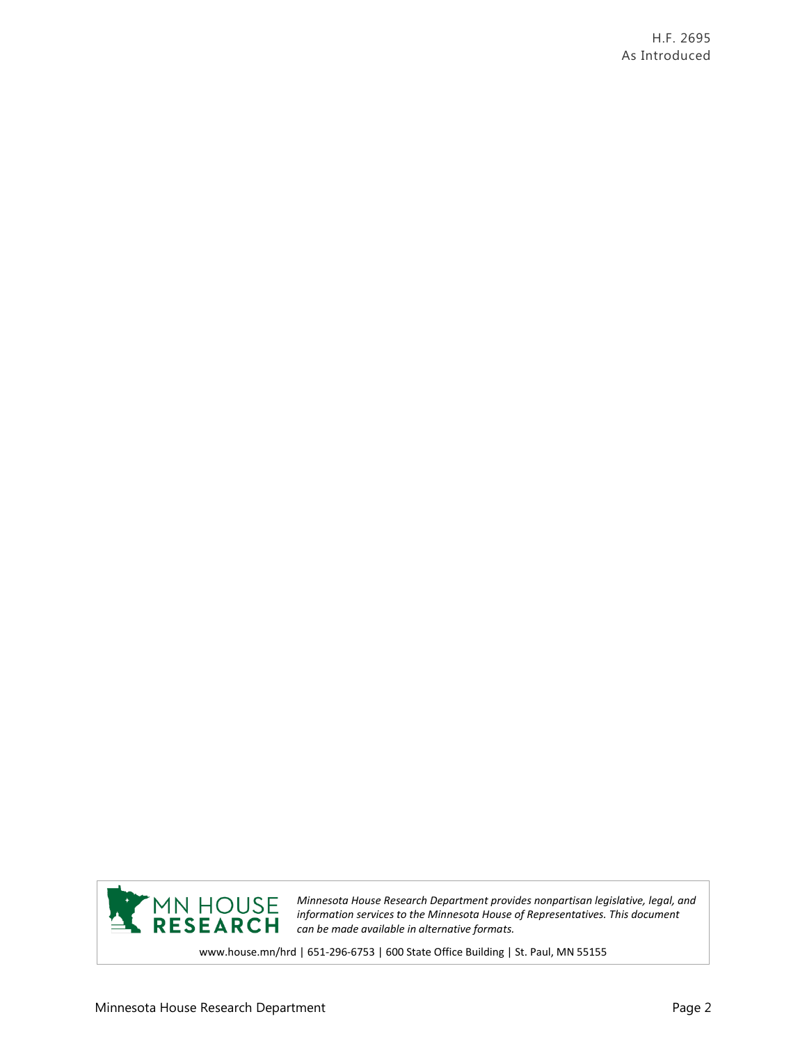MN HOUSE RESEARCH

*Minnesota House Research Department provides nonpartisan legislative, legal, and information services to the Minnesota House of Representatives. This document can be made available in alternative formats.*

www.house.mn/hrd | 651-296-6753 | 600 State Office Building | St. Paul, MN 55155